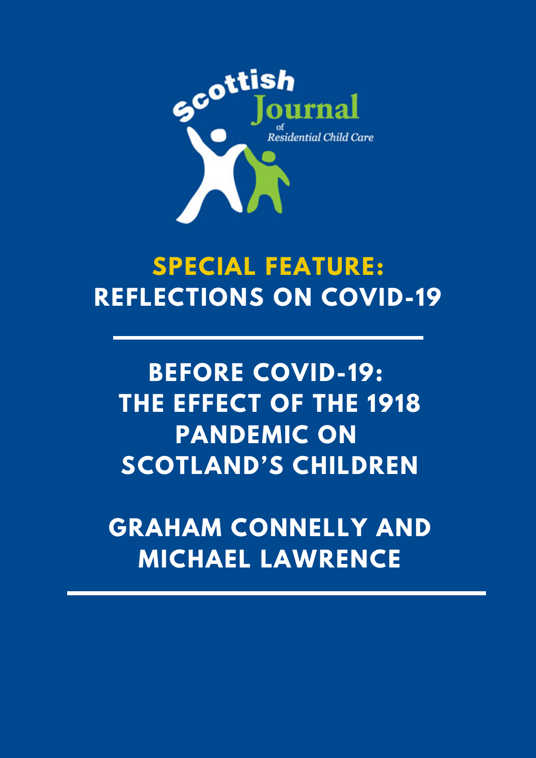Scottish Journal of Residential Child Care

## SPECIAL FEATURE: REFLECTIONS ON COVID-19

# BEFORE COVID-19: THE EFFECT OF THE 1918 PANDEMIC ON SCOTLAND'S CHILDREN

## GRAHAM CONNELLY AND MICHAEL LAWRENCE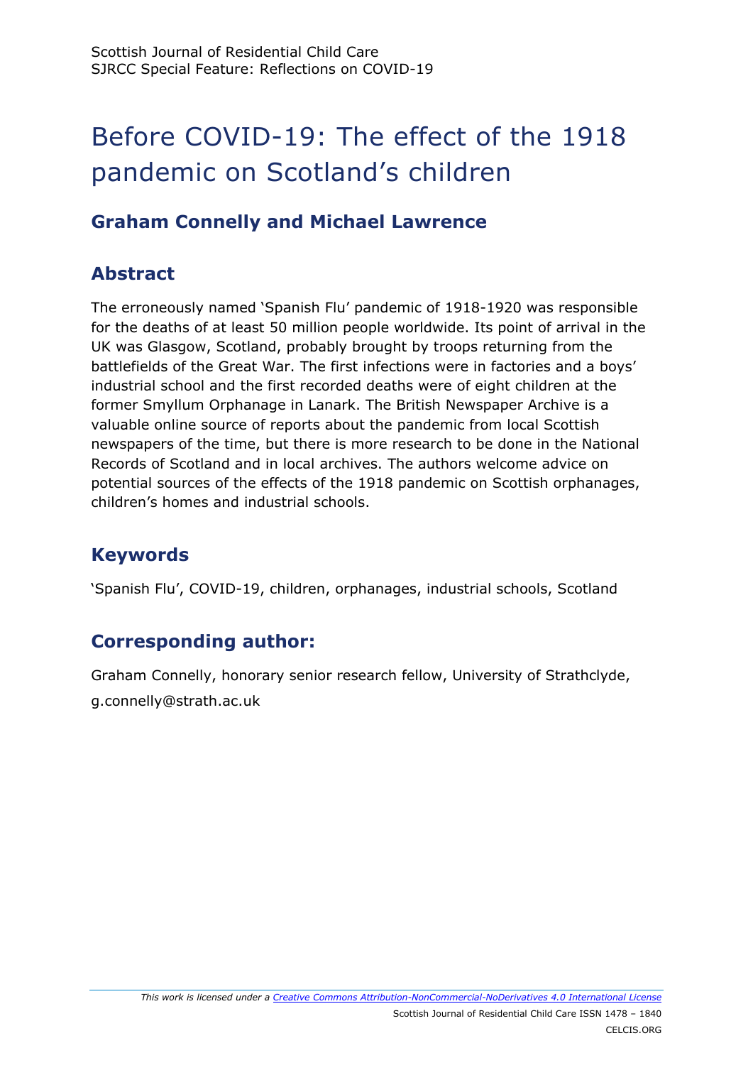# Before COVID-19: The effect of the 1918 pandemic on Scotland's children

## Graham Connelly and Michael Lawrence

## Abstract

The erroneously named 'Spanish Flu' pandemic of 1918-1920 was responsible for the deaths of at least 50 million people worldwide. Its point of arrival in the UK was Glasgow, Scotland, probably brought by troops returning from the battlefields of the Great War. The first infections were in factories and a boys' industrial school and the first recorded deaths were of eight children at the former Smyllum Orphanage in Lanark. The British Newspaper Archive is a valuable online source of reports about the pandemic from local Scottish newspapers of the time, but there is more research to be done in the National Records of Scotland and in local archives. The authors welcome advice on potential sources of the effects of the 1918 pandemic on Scottish orphanages, children's homes and industrial schools.

## Keywords

'Spanish Flu', COVID-19, children, orphanages, industrial schools, Scotland

## Corresponding author:

Graham Connelly, honorary senior research fellow, University of Strathclyde, g.connelly@strath.ac.uk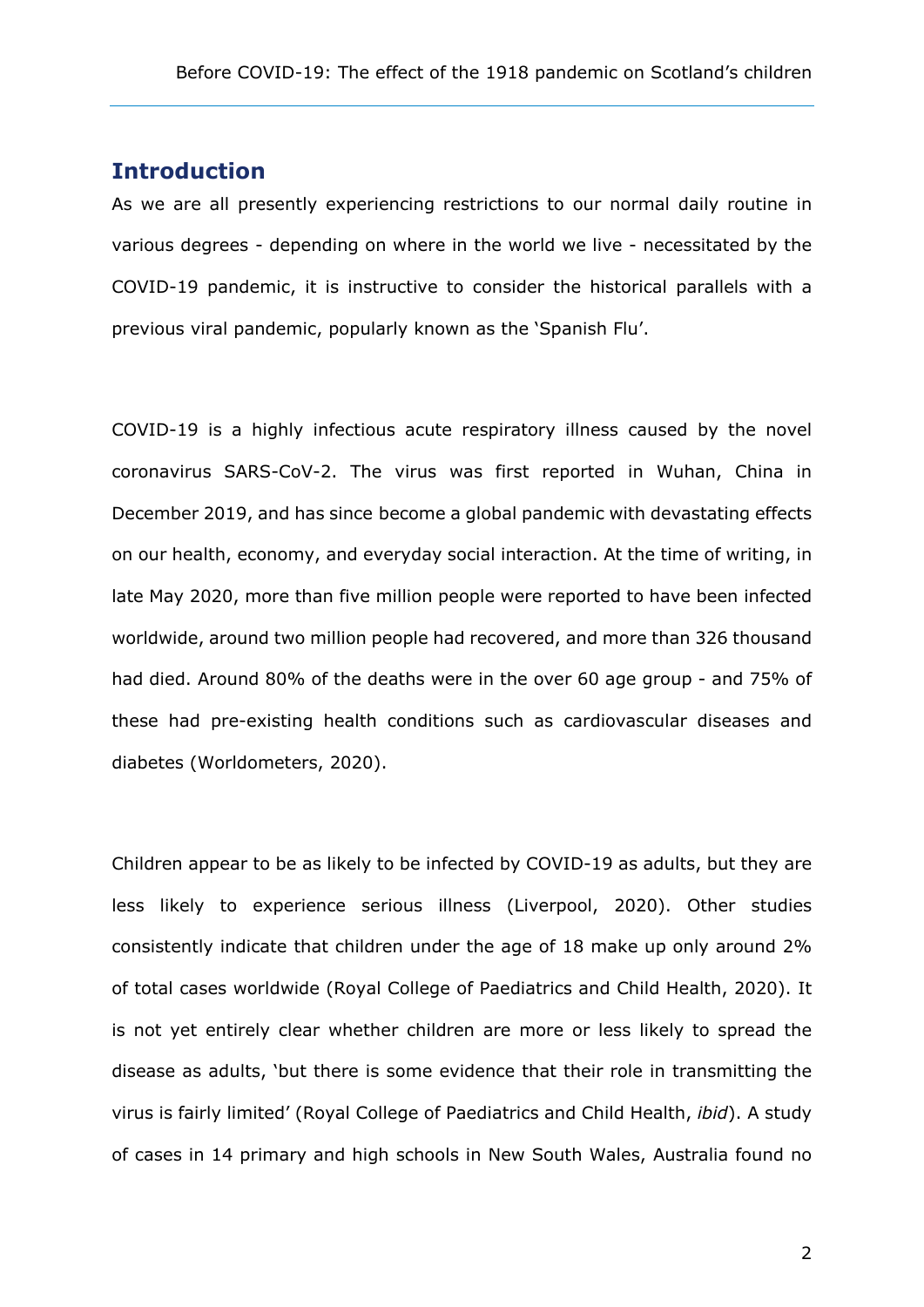## Introduction

As we are all presently experiencing restrictions to our normal daily routine in various degrees - depending on where in the world we live - necessitated by the COVID-19 pandemic, it is instructive to consider the historical parallels with a previous viral pandemic, popularly known as the 'Spanish Flu'.

COVID-19 is a highly infectious acute respiratory illness caused by the novel coronavirus SARS-CoV-2. The virus was first reported in Wuhan, China in December 2019, and has since become a global pandemic with devastating effects on our health, economy, and everyday social interaction. At the time of writing, in late May 2020, more than five million people were reported to have been infected worldwide, around two million people had recovered, and more than 326 thousand had died. Around 80% of the deaths were in the over 60 age group - and 75% of these had pre-existing health conditions such as cardiovascular diseases and diabetes (Worldometers, 2020).

Children appear to be as likely to be infected by COVID-19 as adults, but they are less likely to experience serious illness (Liverpool, 2020). Other studies consistently indicate that children under the age of 18 make up only around 2% of total cases worldwide (Royal College of Paediatrics and Child Health, 2020). It is not yet entirely clear whether children are more or less likely to spread the disease as adults, 'but there is some evidence that their role in transmitting the virus is fairly limited' (Royal College of Paediatrics and Child Health, *ibid*). A study of cases in 14 primary and high schools in New South Wales, Australia found no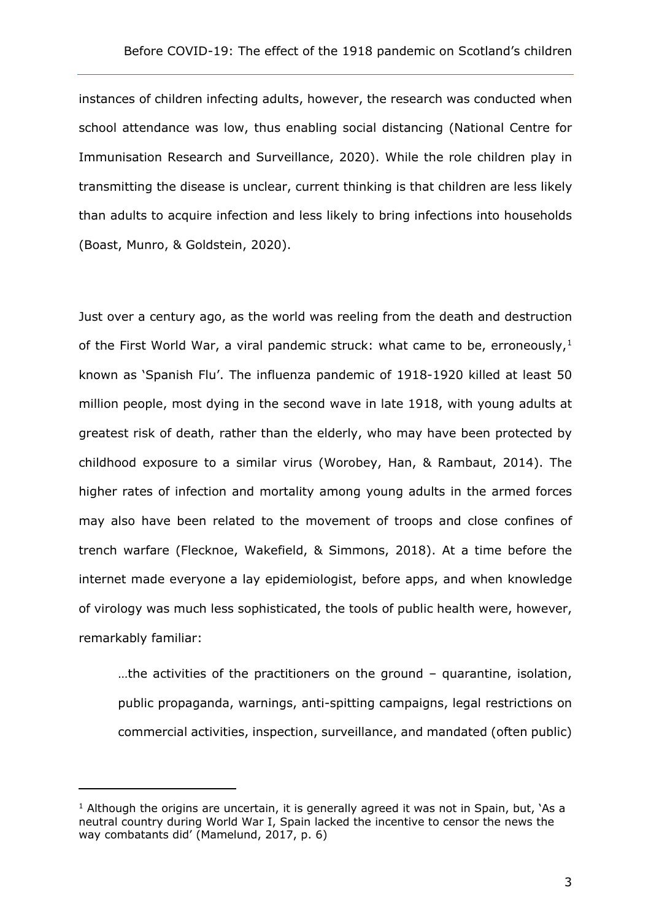instances of children infecting adults, however, the research was conducted when school attendance was low, thus enabling social distancing (National Centre for Immunisation Research and Surveillance, 2020). While the role children play in transmitting the disease is unclear, current thinking is that children are less likely than adults to acquire infection and less likely to bring infections into households (Boast, Munro, & Goldstein, 2020).

Just over a century ago, as the world was reeling from the death and destruction of the First World War, a viral pandemic struck: what came to be, erroneously,[1] known as 'Spanish Flu'. The influenza pandemic of 1918-1920 killed at least 50 million people, most dying in the second wave in late 1918, with young adults at greatest risk of death, rather than the elderly, who may have been protected by childhood exposure to a similar virus (Worobey, Han, & Rambaut, 2014). The higher rates of infection and mortality among young adults in the armed forces may also have been related to the movement of troops and close confines of trench warfare (Flecknoe, Wakefield, & Simmons, 2018). At a time before the internet made everyone a lay epidemiologist, before apps, and when knowledge of virology was much less sophisticated, the tools of public health were, however, remarkably familiar:

> …the activities of the practitioners on the ground – quarantine, isolation, public propaganda, warnings, anti-spitting campaigns, legal restrictions on commercial activities, inspection, surveillance, and mandated (often public)

[1] Although the origins are uncertain, it is generally agreed it was not in Spain, but, 'As a neutral country during World War I, Spain lacked the incentive to censor the news the way combatants did' (Mamelund, 2017, p. 6)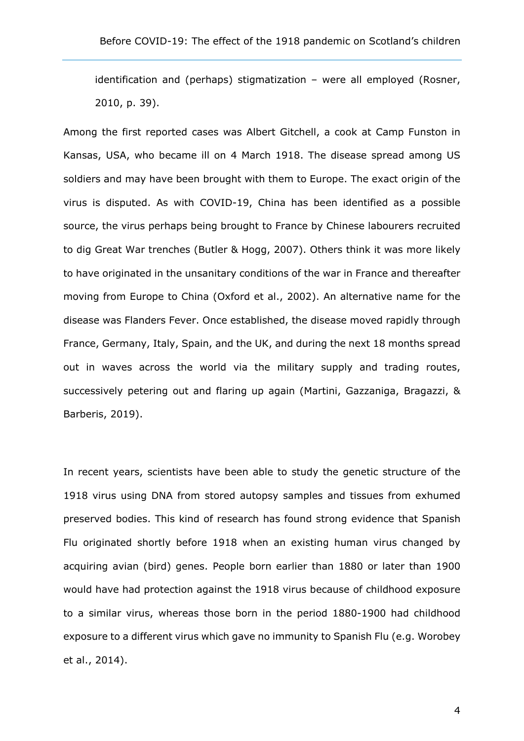identification and (perhaps) stigmatization – were all employed (Rosner, 2010, p. 39).

Among the first reported cases was Albert Gitchell, a cook at Camp Funston in Kansas, USA, who became ill on 4 March 1918. The disease spread among US soldiers and may have been brought with them to Europe. The exact origin of the virus is disputed. As with COVID-19, China has been identified as a possible source, the virus perhaps being brought to France by Chinese labourers recruited to dig Great War trenches (Butler & Hogg, 2007). Others think it was more likely to have originated in the unsanitary conditions of the war in France and thereafter moving from Europe to China (Oxford et al., 2002). An alternative name for the disease was Flanders Fever. Once established, the disease moved rapidly through France, Germany, Italy, Spain, and the UK, and during the next 18 months spread out in waves across the world via the military supply and trading routes, successively petering out and flaring up again (Martini, Gazzaniga, Bragazzi, & Barberis, 2019).

In recent years, scientists have been able to study the genetic structure of the 1918 virus using DNA from stored autopsy samples and tissues from exhumed preserved bodies. This kind of research has found strong evidence that Spanish Flu originated shortly before 1918 when an existing human virus changed by acquiring avian (bird) genes. People born earlier than 1880 or later than 1900 would have had protection against the 1918 virus because of childhood exposure to a similar virus, whereas those born in the period 1880-1900 had childhood exposure to a different virus which gave no immunity to Spanish Flu (e.g. Worobey et al., 2014).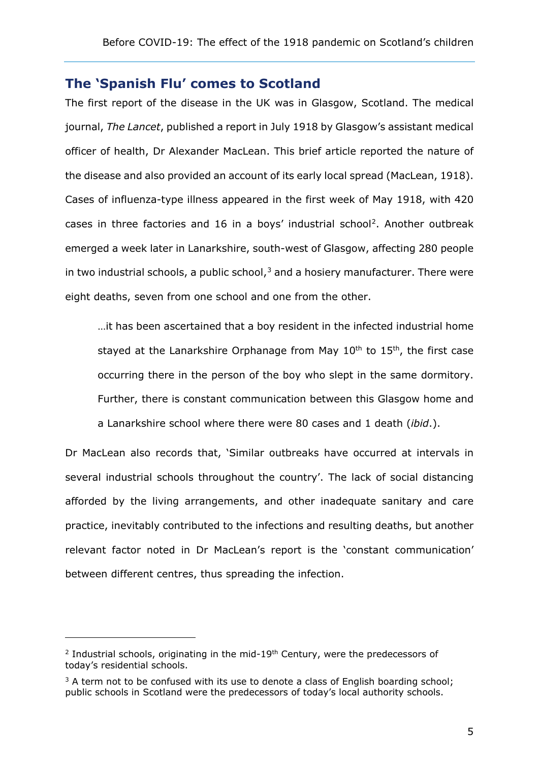## The 'Spanish Flu' comes to Scotland

The first report of the disease in the UK was in Glasgow, Scotland. The medical journal, *The Lancet*, published a report in July 1918 by Glasgow's assistant medical officer of health, Dr Alexander MacLean. This brief article reported the nature of the disease and also provided an account of its early local spread (MacLean, 1918). Cases of influenza-type illness appeared in the first week of May 1918, with 420 cases in three factories and 16 in a boys' industrial school[2]. Another outbreak emerged a week later in Lanarkshire, south-west of Glasgow, affecting 280 people in two industrial schools, a public school,[3] and a hosiery manufacturer. There were eight deaths, seven from one school and one from the other.

> …it has been ascertained that a boy resident in the infected industrial home stayed at the Lanarkshire Orphanage from May 10th to 15th, the first case occurring there in the person of the boy who slept in the same dormitory. Further, there is constant communication between this Glasgow home and a Lanarkshire school where there were 80 cases and 1 death (*ibid*.).

Dr MacLean also records that, 'Similar outbreaks have occurred at intervals in several industrial schools throughout the country'. The lack of social distancing afforded by the living arrangements, and other inadequate sanitary and care practice, inevitably contributed to the infections and resulting deaths, but another relevant factor noted in Dr MacLean's report is the 'constant communication' between different centres, thus spreading the infection.

---

[2] Industrial schools, originating in the mid-19th Century, were the predecessors of today's residential schools.

[3] A term not to be confused with its use to denote a class of English boarding school; public schools in Scotland were the predecessors of today's local authority schools.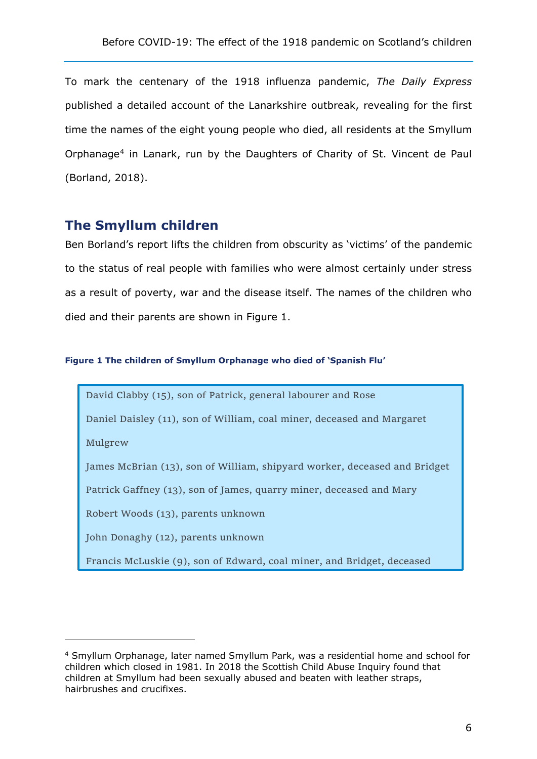To mark the centenary of the 1918 influenza pandemic, *The Daily Express* published a detailed account of the Lanarkshire outbreak, revealing for the first time the names of the eight young people who died, all residents at the Smyllum Orphanage[4] in Lanark, run by the Daughters of Charity of St. Vincent de Paul (Borland, 2018).

## The Smyllum children

Ben Borland's report lifts the children from obscurity as 'victims' of the pandemic to the status of real people with families who were almost certainly under stress as a result of poverty, war and the disease itself. The names of the children who died and their parents are shown in Figure 1.

**Figure 1 The children of Smyllum Orphanage who died of 'Spanish Flu'**

David Clabby (15), son of Patrick, general labourer and Rose

Daniel Daisley (11), son of William, coal miner, deceased and Margaret Mulgrew

James McBrian (13), son of William, shipyard worker, deceased and Bridget

Patrick Gaffney (13), son of James, quarry miner, deceased and Mary

Robert Woods (13), parents unknown

John Donaghy (12), parents unknown

Francis McLuskie (9), son of Edward, coal miner, and Bridget, deceased

---

[4] Smyllum Orphanage, later named Smyllum Park, was a residential home and school for children which closed in 1981. In 2018 the Scottish Child Abuse Inquiry found that children at Smyllum had been sexually abused and beaten with leather straps, hairbrushes and crucifixes.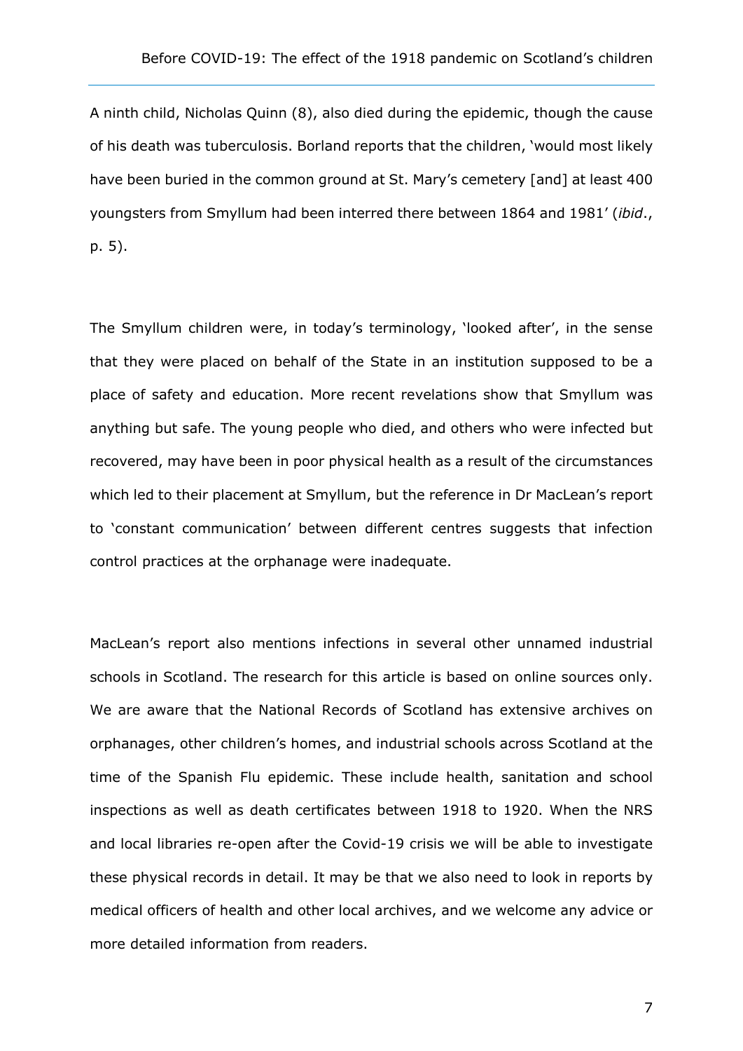A ninth child, Nicholas Quinn (8), also died during the epidemic, though the cause of his death was tuberculosis. Borland reports that the children, 'would most likely have been buried in the common ground at St. Mary's cemetery [and] at least 400 youngsters from Smyllum had been interred there between 1864 and 1981' (*ibid*., p. 5).

The Smyllum children were, in today's terminology, 'looked after', in the sense that they were placed on behalf of the State in an institution supposed to be a place of safety and education. More recent revelations show that Smyllum was anything but safe. The young people who died, and others who were infected but recovered, may have been in poor physical health as a result of the circumstances which led to their placement at Smyllum, but the reference in Dr MacLean's report to 'constant communication' between different centres suggests that infection control practices at the orphanage were inadequate.

MacLean's report also mentions infections in several other unnamed industrial schools in Scotland. The research for this article is based on online sources only. We are aware that the National Records of Scotland has extensive archives on orphanages, other children's homes, and industrial schools across Scotland at the time of the Spanish Flu epidemic. These include health, sanitation and school inspections as well as death certificates between 1918 to 1920. When the NRS and local libraries re-open after the Covid-19 crisis we will be able to investigate these physical records in detail. It may be that we also need to look in reports by medical officers of health and other local archives, and we welcome any advice or more detailed information from readers.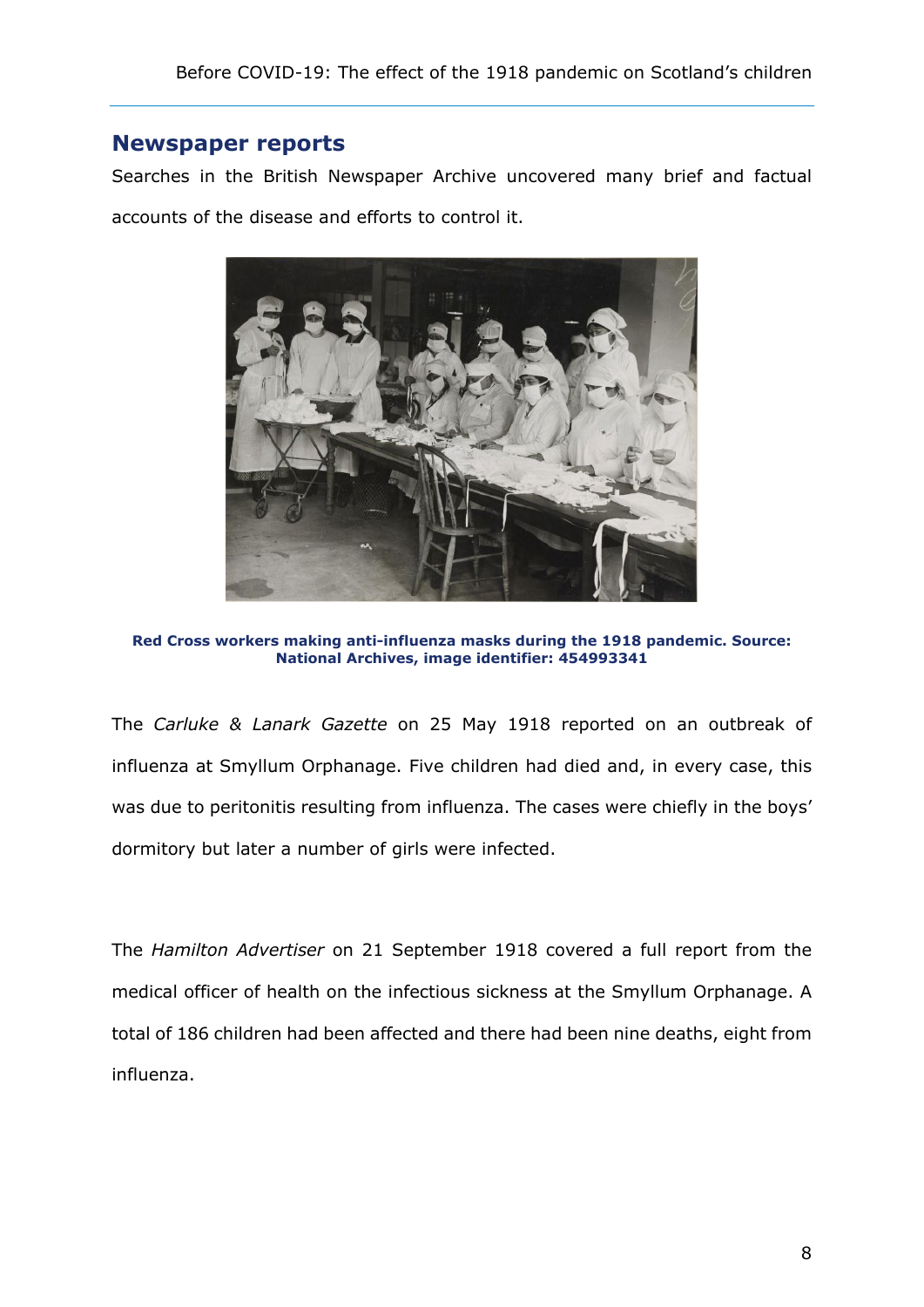## Newspaper reports

Searches in the British Newspaper Archive uncovered many brief and factual accounts of the disease and efforts to control it.

**Red Cross workers making anti-influenza masks during the 1918 pandemic. Source: National Archives, image identifier: 454993341**

The *Carluke & Lanark Gazette* on 25 May 1918 reported on an outbreak of influenza at Smyllum Orphanage. Five children had died and, in every case, this was due to peritonitis resulting from influenza. The cases were chiefly in the boys' dormitory but later a number of girls were infected.

The *Hamilton Advertiser* on 21 September 1918 covered a full report from the medical officer of health on the infectious sickness at the Smyllum Orphanage. A total of 186 children had been affected and there had been nine deaths, eight from influenza.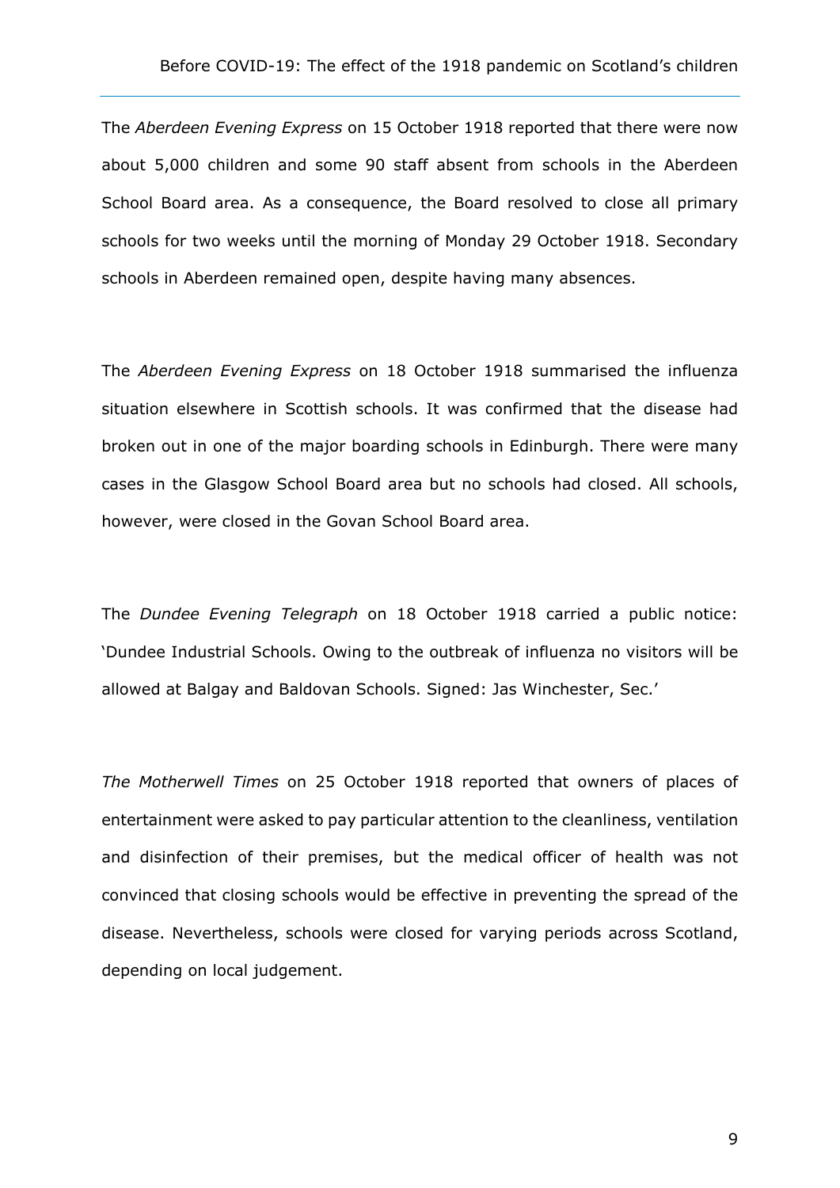The *Aberdeen Evening Express* on 15 October 1918 reported that there were now about 5,000 children and some 90 staff absent from schools in the Aberdeen School Board area. As a consequence, the Board resolved to close all primary schools for two weeks until the morning of Monday 29 October 1918. Secondary schools in Aberdeen remained open, despite having many absences.

The *Aberdeen Evening Express* on 18 October 1918 summarised the influenza situation elsewhere in Scottish schools. It was confirmed that the disease had broken out in one of the major boarding schools in Edinburgh. There were many cases in the Glasgow School Board area but no schools had closed. All schools, however, were closed in the Govan School Board area.

The *Dundee Evening Telegraph* on 18 October 1918 carried a public notice: 'Dundee Industrial Schools. Owing to the outbreak of influenza no visitors will be allowed at Balgay and Baldovan Schools. Signed: Jas Winchester, Sec.'

*The Motherwell Times* on 25 October 1918 reported that owners of places of entertainment were asked to pay particular attention to the cleanliness, ventilation and disinfection of their premises, but the medical officer of health was not convinced that closing schools would be effective in preventing the spread of the disease. Nevertheless, schools were closed for varying periods across Scotland, depending on local judgement.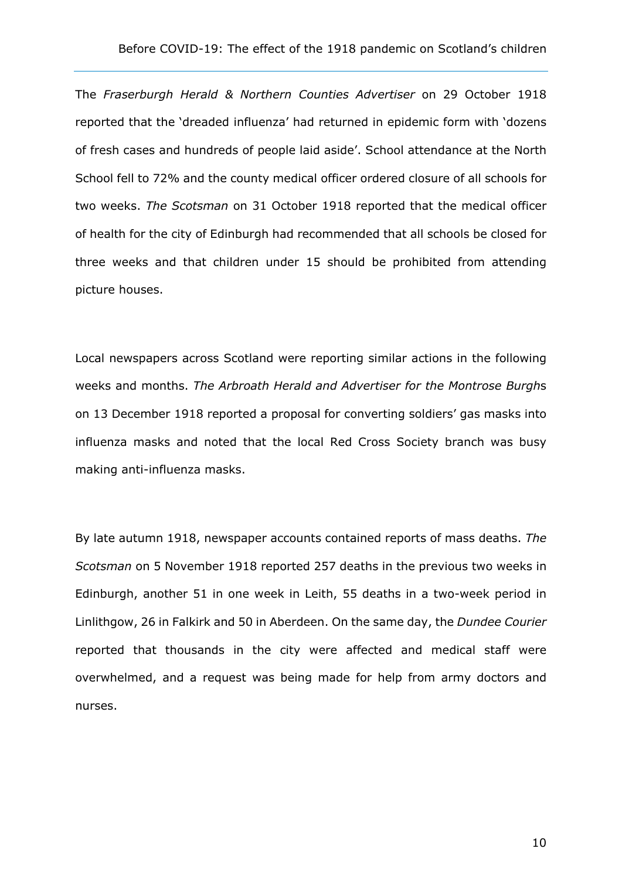The *Fraserburgh Herald & Northern Counties Advertiser* on 29 October 1918 reported that the 'dreaded influenza' had returned in epidemic form with 'dozens of fresh cases and hundreds of people laid aside'. School attendance at the North School fell to 72% and the county medical officer ordered closure of all schools for two weeks. *The Scotsman* on 31 October 1918 reported that the medical officer of health for the city of Edinburgh had recommended that all schools be closed for three weeks and that children under 15 should be prohibited from attending picture houses.

Local newspapers across Scotland were reporting similar actions in the following weeks and months. *The Arbroath Herald and Advertiser for the Montrose Burgh*s on 13 December 1918 reported a proposal for converting soldiers' gas masks into influenza masks and noted that the local Red Cross Society branch was busy making anti-influenza masks.

By late autumn 1918, newspaper accounts contained reports of mass deaths. *The Scotsman* on 5 November 1918 reported 257 deaths in the previous two weeks in Edinburgh, another 51 in one week in Leith, 55 deaths in a two-week period in Linlithgow, 26 in Falkirk and 50 in Aberdeen. On the same day, the *Dundee Courier* reported that thousands in the city were affected and medical staff were overwhelmed, and a request was being made for help from army doctors and nurses.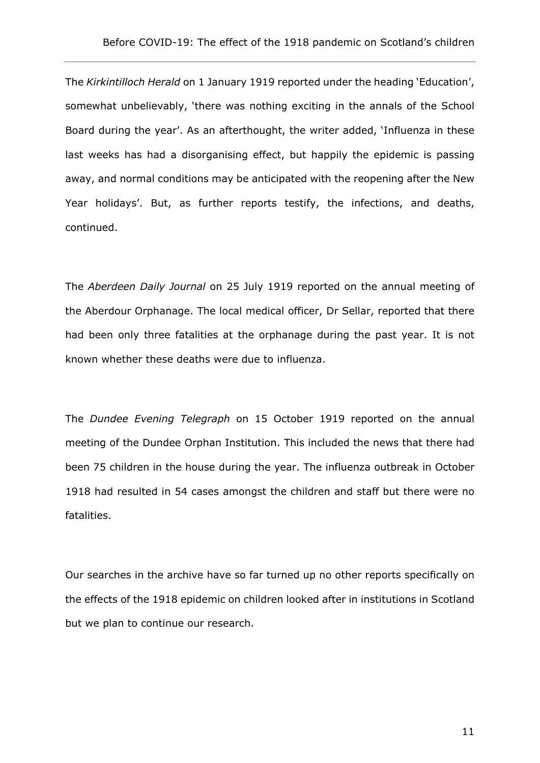The *Kirkintilloch Herald* on 1 January 1919 reported under the heading 'Education', somewhat unbelievably, 'there was nothing exciting in the annals of the School Board during the year'. As an afterthought, the writer added, 'Influenza in these last weeks has had a disorganising effect, but happily the epidemic is passing away, and normal conditions may be anticipated with the reopening after the New Year holidays'. But, as further reports testify, the infections, and deaths, continued.

The *Aberdeen Daily Journal* on 25 July 1919 reported on the annual meeting of the Aberdour Orphanage. The local medical officer, Dr Sellar, reported that there had been only three fatalities at the orphanage during the past year. It is not known whether these deaths were due to influenza.

The *Dundee Evening Telegraph* on 15 October 1919 reported on the annual meeting of the Dundee Orphan Institution. This included the news that there had been 75 children in the house during the year. The influenza outbreak in October 1918 had resulted in 54 cases amongst the children and staff but there were no fatalities.

Our searches in the archive have so far turned up no other reports specifically on the effects of the 1918 epidemic on children looked after in institutions in Scotland but we plan to continue our research.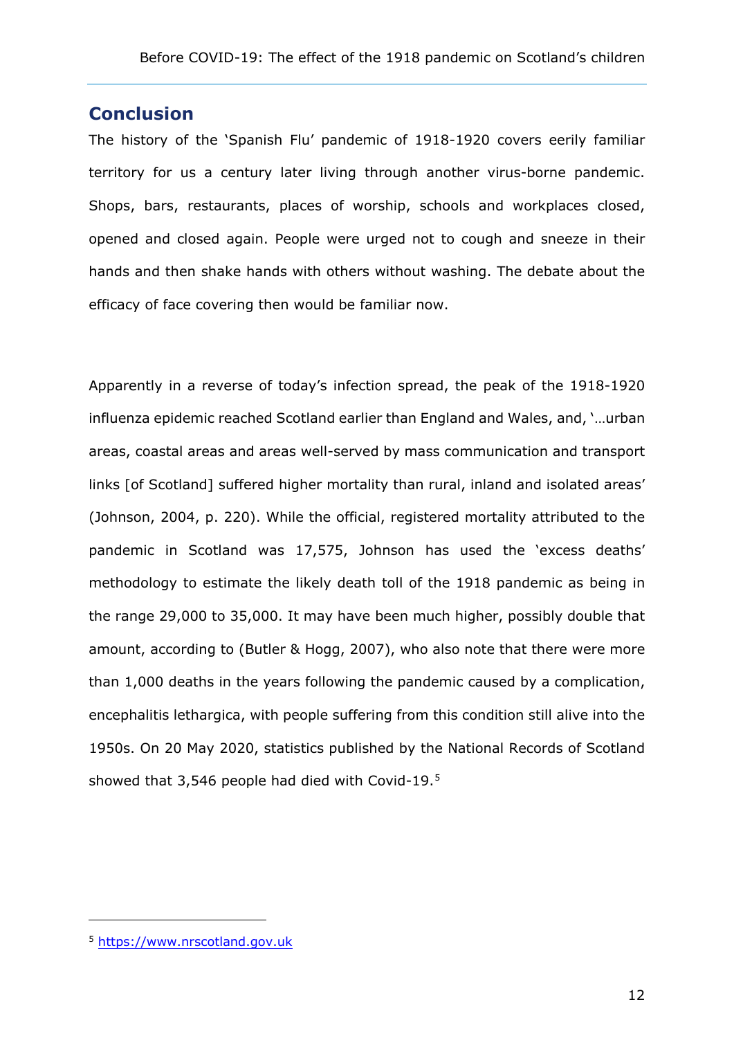## Conclusion

The history of the 'Spanish Flu' pandemic of 1918-1920 covers eerily familiar territory for us a century later living through another virus-borne pandemic. Shops, bars, restaurants, places of worship, schools and workplaces closed, opened and closed again. People were urged not to cough and sneeze in their hands and then shake hands with others without washing. The debate about the efficacy of face covering then would be familiar now.

Apparently in a reverse of today's infection spread, the peak of the 1918-1920 influenza epidemic reached Scotland earlier than England and Wales, and, '…urban areas, coastal areas and areas well-served by mass communication and transport links [of Scotland] suffered higher mortality than rural, inland and isolated areas' (Johnson, 2004, p. 220). While the official, registered mortality attributed to the pandemic in Scotland was 17,575, Johnson has used the 'excess deaths' methodology to estimate the likely death toll of the 1918 pandemic as being in the range 29,000 to 35,000. It may have been much higher, possibly double that amount, according to (Butler & Hogg, 2007), who also note that there were more than 1,000 deaths in the years following the pandemic caused by a complication, encephalitis lethargica, with people suffering from this condition still alive into the 1950s. On 20 May 2020, statistics published by the National Records of Scotland showed that 3,546 people had died with Covid-19.[5]

[5] https://www.nrscotland.gov.uk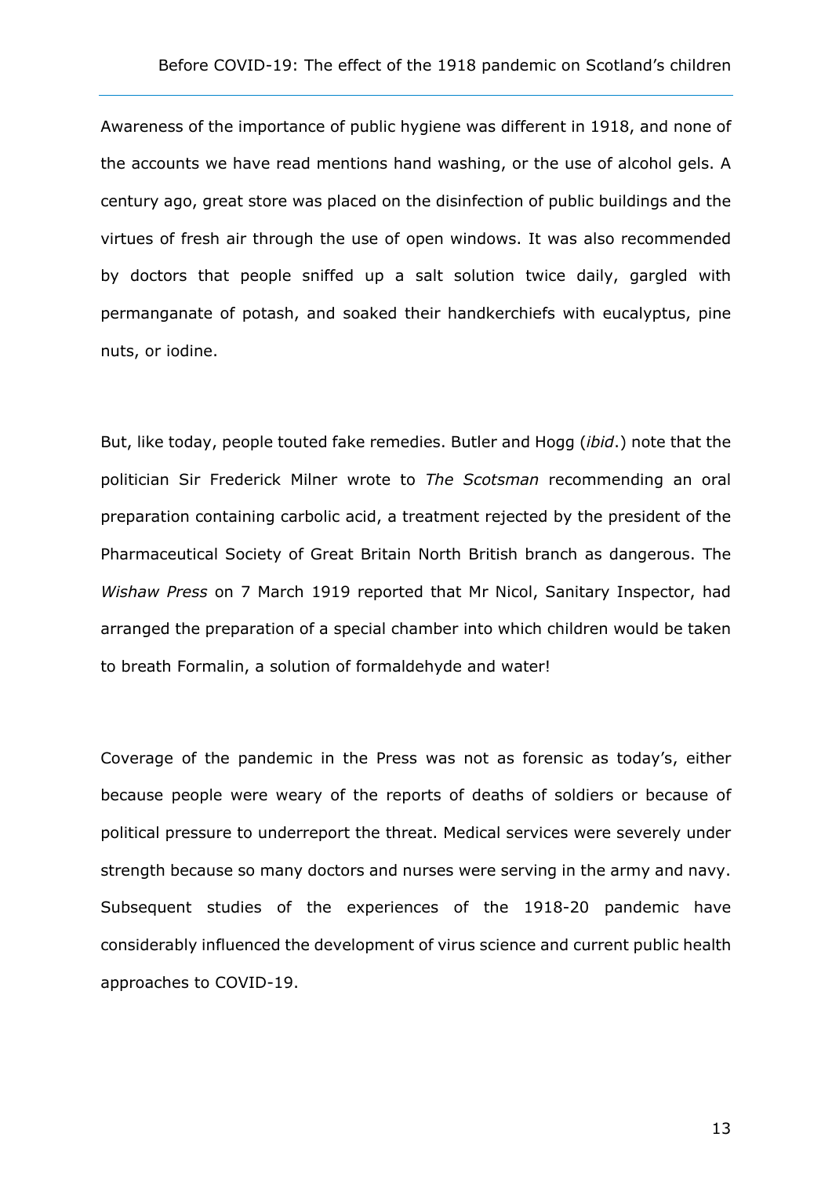Awareness of the importance of public hygiene was different in 1918, and none of the accounts we have read mentions hand washing, or the use of alcohol gels. A century ago, great store was placed on the disinfection of public buildings and the virtues of fresh air through the use of open windows. It was also recommended by doctors that people sniffed up a salt solution twice daily, gargled with permanganate of potash, and soaked their handkerchiefs with eucalyptus, pine nuts, or iodine.

But, like today, people touted fake remedies. Butler and Hogg (*ibid*.) note that the politician Sir Frederick Milner wrote to *The Scotsman* recommending an oral preparation containing carbolic acid, a treatment rejected by the president of the Pharmaceutical Society of Great Britain North British branch as dangerous. The *Wishaw Press* on 7 March 1919 reported that Mr Nicol, Sanitary Inspector, had arranged the preparation of a special chamber into which children would be taken to breath Formalin, a solution of formaldehyde and water!

Coverage of the pandemic in the Press was not as forensic as today's, either because people were weary of the reports of deaths of soldiers or because of political pressure to underreport the threat. Medical services were severely under strength because so many doctors and nurses were serving in the army and navy. Subsequent studies of the experiences of the 1918-20 pandemic have considerably influenced the development of virus science and current public health approaches to COVID-19.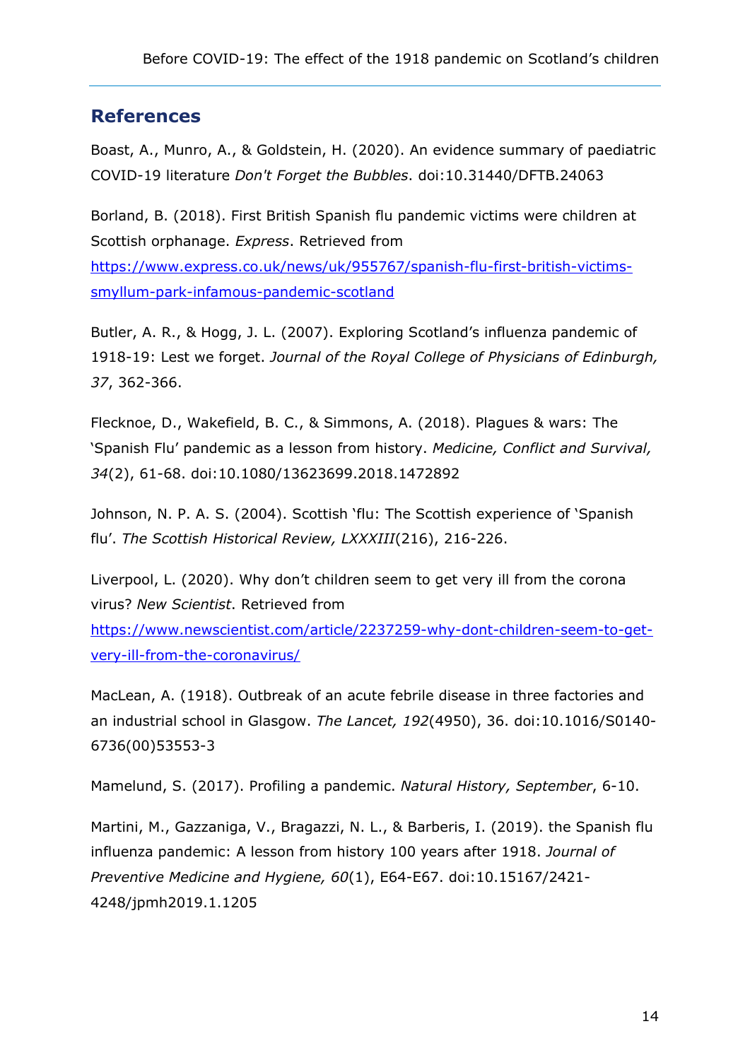## References

Boast, A., Munro, A., & Goldstein, H. (2020). An evidence summary of paediatric COVID-19 literature *Don't Forget the Bubbles*. doi:10.31440/DFTB.24063

Borland, B. (2018). First British Spanish flu pandemic victims were children at Scottish orphanage. *Express*. Retrieved from https://www.express.co.uk/news/uk/955767/spanish-flu-first-british-victims-smyllum-park-infamous-pandemic-scotland

Butler, A. R., & Hogg, J. L. (2007). Exploring Scotland's influenza pandemic of 1918-19: Lest we forget. *Journal of the Royal College of Physicians of Edinburgh, 37*, 362-366.

Flecknoe, D., Wakefield, B. C., & Simmons, A. (2018). Plagues & wars: The 'Spanish Flu' pandemic as a lesson from history. *Medicine, Conflict and Survival, 34*(2), 61-68. doi:10.1080/13623699.2018.1472892

Johnson, N. P. A. S. (2004). Scottish 'flu: The Scottish experience of 'Spanish flu'. *The Scottish Historical Review, LXXXIII*(216), 216-226.

Liverpool, L. (2020). Why don't children seem to get very ill from the corona virus? *New Scientist*. Retrieved from https://www.newscientist.com/article/2237259-why-dont-children-seem-to-get-very-ill-from-the-coronavirus/

MacLean, A. (1918). Outbreak of an acute febrile disease in three factories and an industrial school in Glasgow. *The Lancet, 192*(4950), 36. doi:10.1016/S0140-6736(00)53553-3

Mamelund, S. (2017). Profiling a pandemic. *Natural History, September*, 6-10.

Martini, M., Gazzaniga, V., Bragazzi, N. L., & Barberis, I. (2019). the Spanish flu influenza pandemic: A lesson from history 100 years after 1918. *Journal of Preventive Medicine and Hygiene, 60*(1), E64-E67. doi:10.15167/2421-4248/jpmh2019.1.1205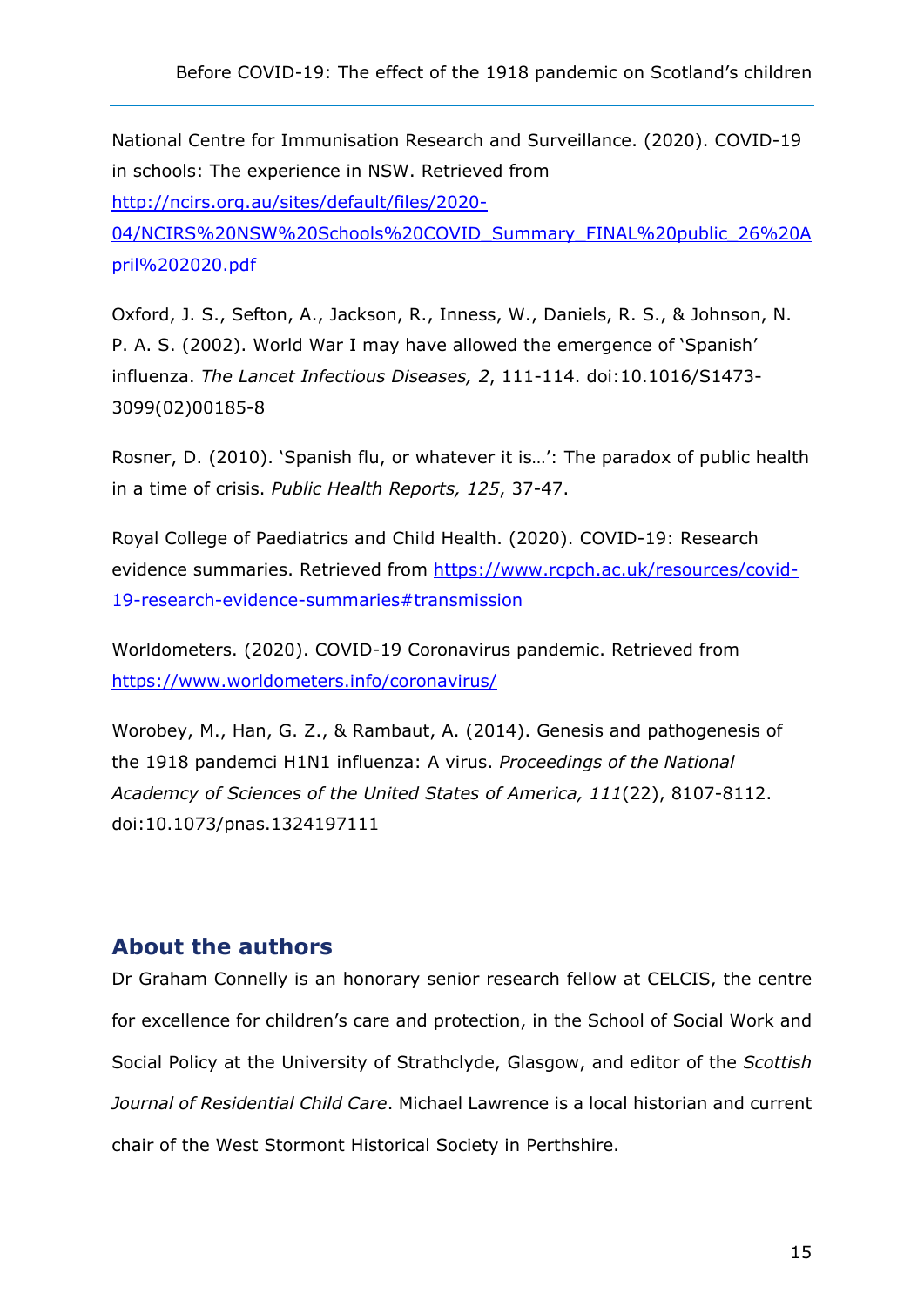National Centre for Immunisation Research and Surveillance. (2020). COVID-19 in schools: The experience in NSW. Retrieved from [http://ncirs.org.au/sites/default/files/2020-04/NCIRS%20NSW%20Schools%20COVID_Summary_FINAL%20public_26%20April%202020.pdf](http://ncirs.org.au/sites/default/files/2020-04/NCIRS%20NSW%20Schools%20COVID_Summary_FINAL%20public_26%20April%202020.pdf)

Oxford, J. S., Sefton, A., Jackson, R., Inness, W., Daniels, R. S., & Johnson, N. P. A. S. (2002). World War I may have allowed the emergence of 'Spanish' influenza. *The Lancet Infectious Diseases, 2*, 111-114. doi:10.1016/S1473-3099(02)00185-8

Rosner, D. (2010). 'Spanish flu, or whatever it is…': The paradox of public health in a time of crisis. *Public Health Reports, 125*, 37-47.

Royal College of Paediatrics and Child Health. (2020). COVID-19: Research evidence summaries. Retrieved from [https://www.rcpch.ac.uk/resources/covid-19-research-evidence-summaries#transmission](https://www.rcpch.ac.uk/resources/covid-19-research-evidence-summaries#transmission)

Worldometers. (2020). COVID-19 Coronavirus pandemic. Retrieved from [https://www.worldometers.info/coronavirus/](https://www.worldometers.info/coronavirus/)

Worobey, M., Han, G. Z., & Rambaut, A. (2014). Genesis and pathogenesis of the 1918 pandemci H1N1 influenza: A virus. *Proceedings of the National Academcy of Sciences of the United States of America, 111*(22), 8107-8112. doi:10.1073/pnas.1324197111

## About the authors

Dr Graham Connelly is an honorary senior research fellow at CELCIS, the centre for excellence for children's care and protection, in the School of Social Work and Social Policy at the University of Strathclyde, Glasgow, and editor of the *Scottish Journal of Residential Child Care*. Michael Lawrence is a local historian and current chair of the West Stormont Historical Society in Perthshire.